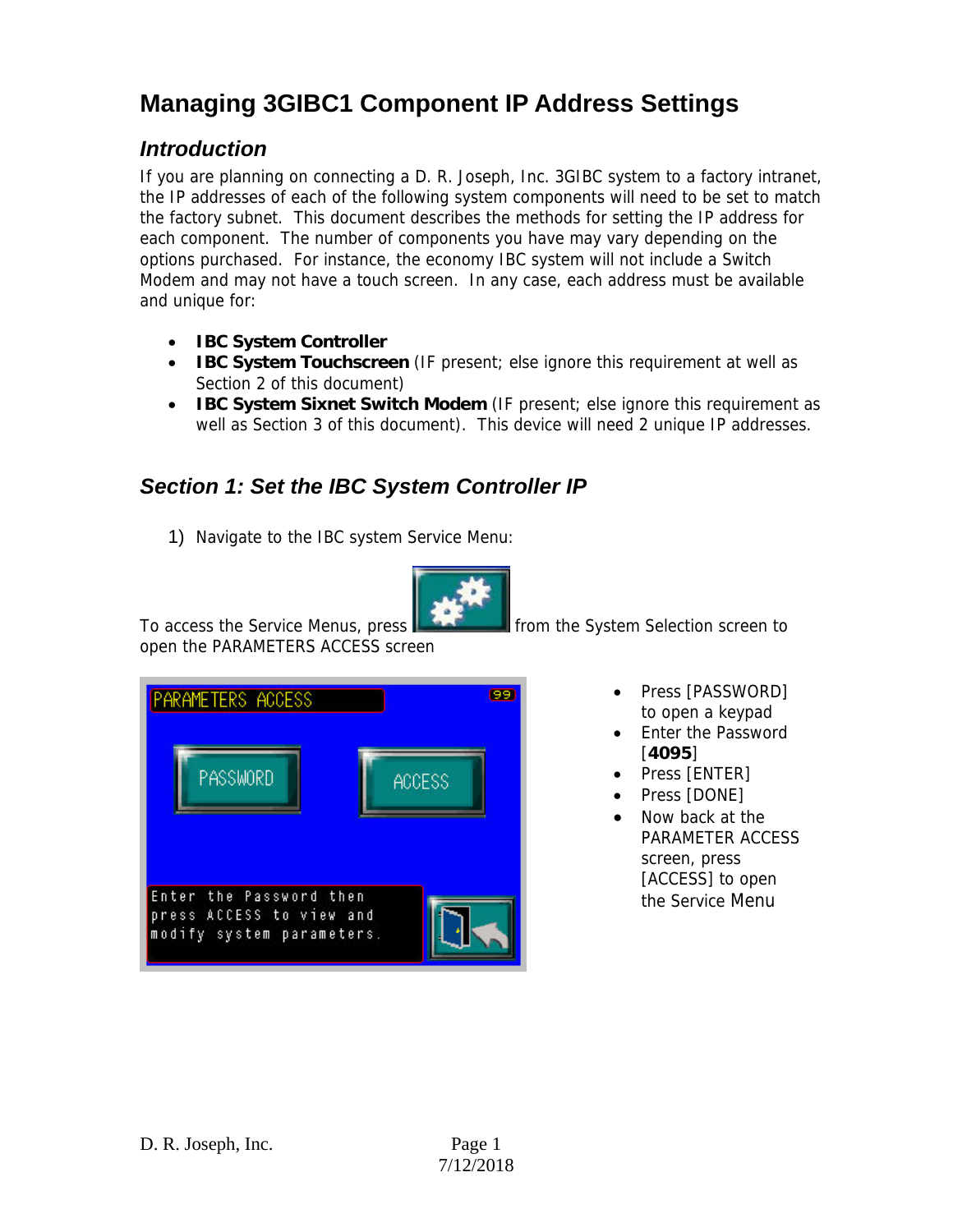# Managing 3GIBC1 Component IP Address Settings

## Introduction

If you are planning on connecting a D. R. Joseph, Inc. 3GIBC system to a factory intranet, the IP addresses of each of the following system components will need to be set to match the factory subnet. This document describes the methods for setting the IP address for each component. The number of components you have may vary depending on the options purchased. For instance, the economy IBC system will not include a Switch Modem and may not have a touch screen. In any case, each address must be available and unique for:

- **IBC System Controller**
- **IBC System Touchscreen** (IF present; else ignore this requirement at well as Section 2 of this document)
- **IBC System Sixnet Switch Modem** (IF present; else ignore this requirement as well as Section 3 of this document). This device will need 2 unique IP addresses.

## Section 1: Set the IBC System Controller IP

1) Navigate to the IBC system Service Menu:

To access the Service Menus, press from the System Selection screen to open the PARAMETERS ACCESS screen

- Press [PASSWORD] to open a keypad
- Enter the Password [**4095**]
- Press [ENTER]
- Press [DONE]
- Now back at the PARAMETER ACCESS screen, press [ACCESS] to open the Service Menu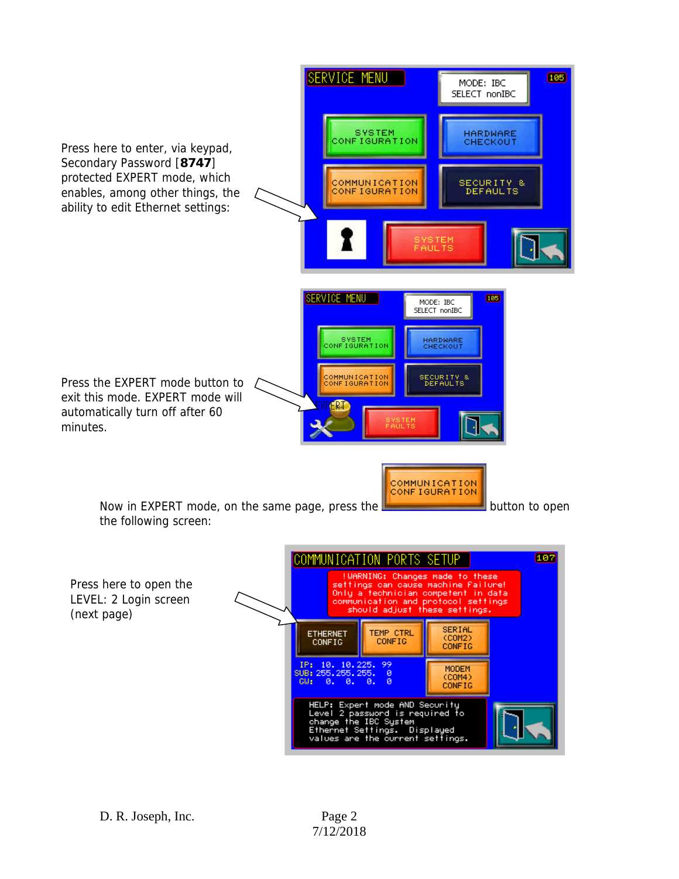Press here to enter, via keypad, Secondary Password [**8747**] protected EXPERT mode, which enables, among other things, the ability to edit Ethernet settings:

Press the EXPERT mode button to exit this mode. EXPERT mode will automatically turn off after 60 minutes.

Now in EXPERT mode, on the same page, press the COMMUNICATION CONFIGURATION button to open the following screen:

Press here to open the LEVEL: 2 Login screen (next page)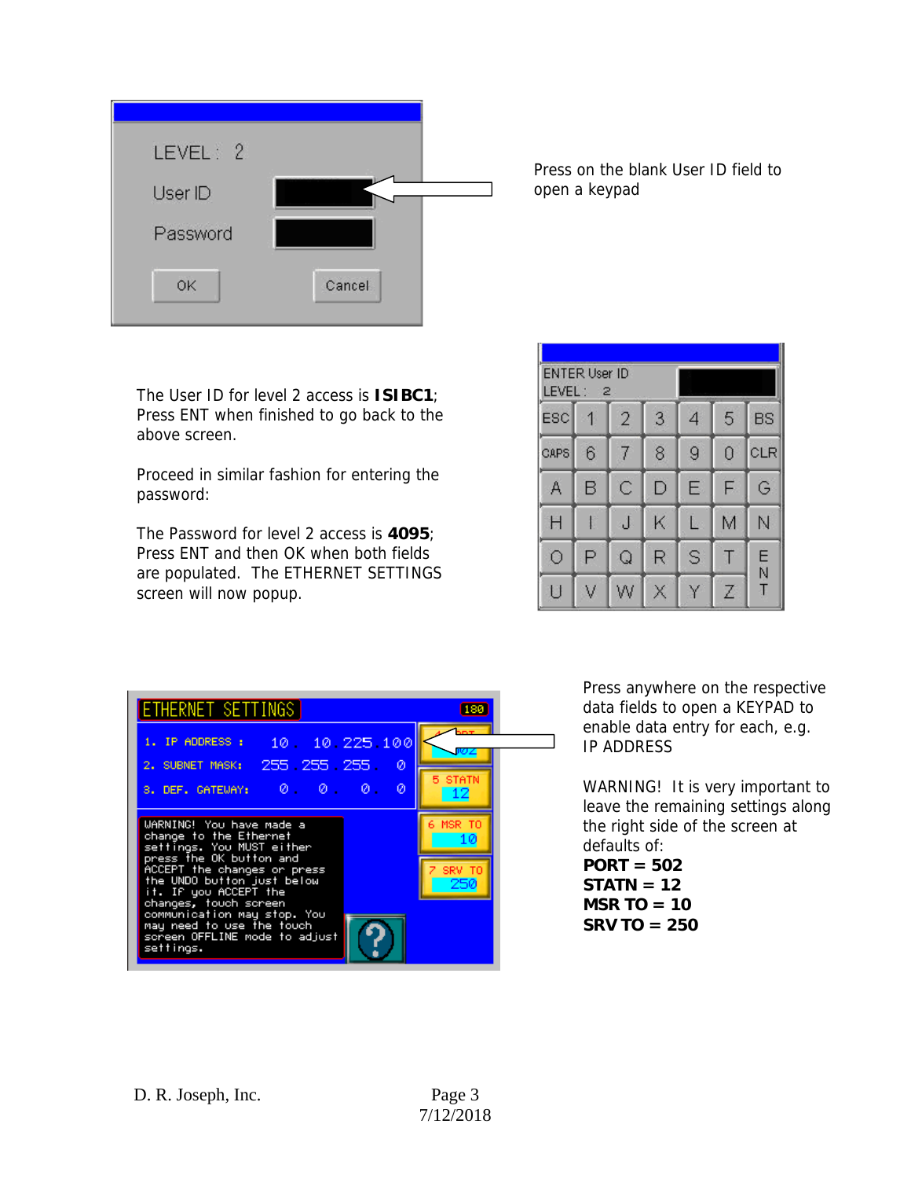Press on the blank User ID field to open a keypad

The User ID for level 2 access is **ISIBC1**; Press ENT when finished to go back to the above screen.

Proceed in similar fashion for entering the password:

The Password for level 2 access is **4095**; Press ENT and then OK when both fields are populated. The ETHERNET SETTINGS screen will now popup.

Press anywhere on the respective data fields to open a KEYPAD to enable data entry for each, e.g. IP ADDRESS

WARNING! It is very important to leave the remaining settings along the right side of the screen at defaults of:

**PORT = 502**
**STATN = 12**
**MSR TO = 10**
**SRV TO = 250**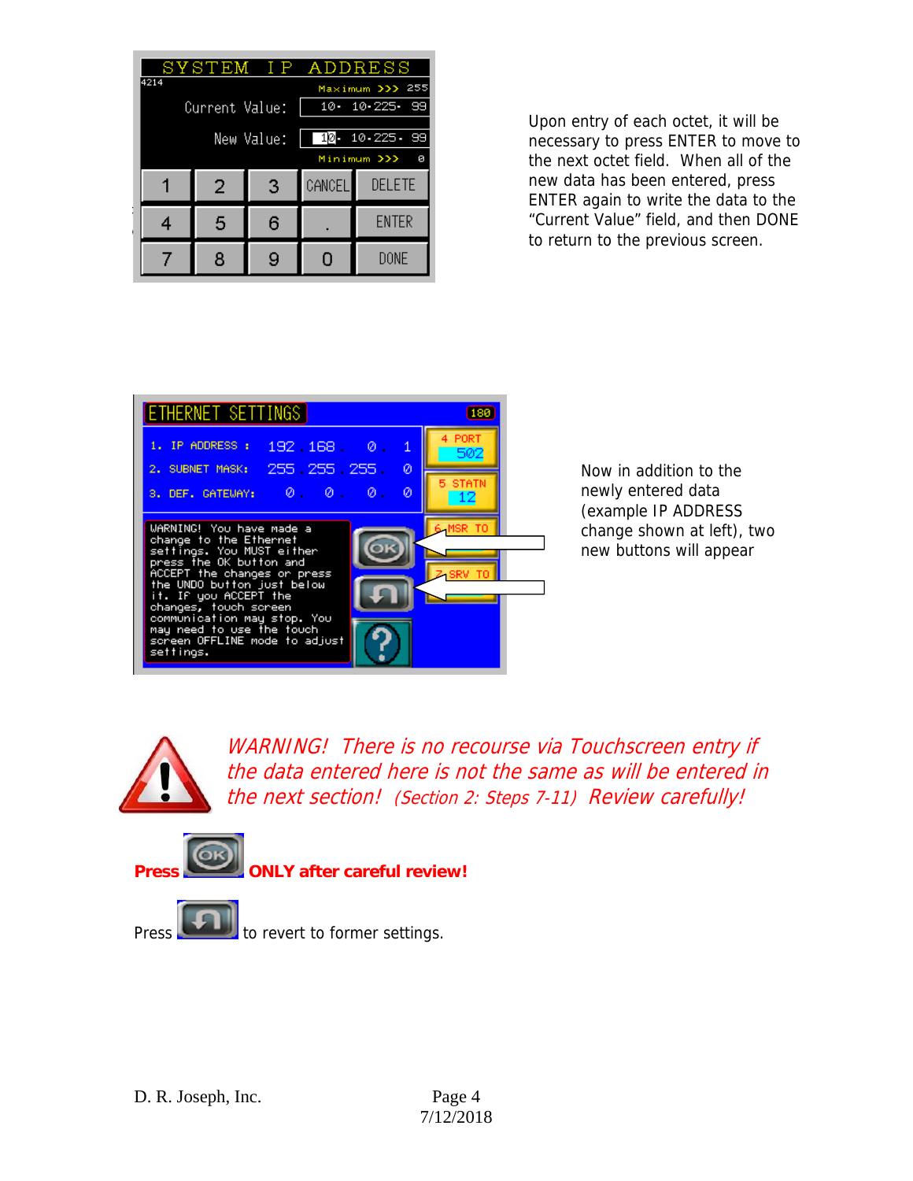Upon entry of each octet, it will be necessary to press ENTER to move to the next octet field. When all of the new data has been entered, press ENTER again to write the data to the "Current Value" field, and then DONE to return to the previous screen.

Now in addition to the newly entered data (example IP ADDRESS change shown at left), two new buttons will appear

*WARNING! There is no recourse via Touchscreen entry if the data entered here is not the same as will be entered in the next section! (Section 2: Steps 7-11) Review carefully!*

**Press [OK] ONLY after careful review!**

Press [UNDO] to revert to former settings.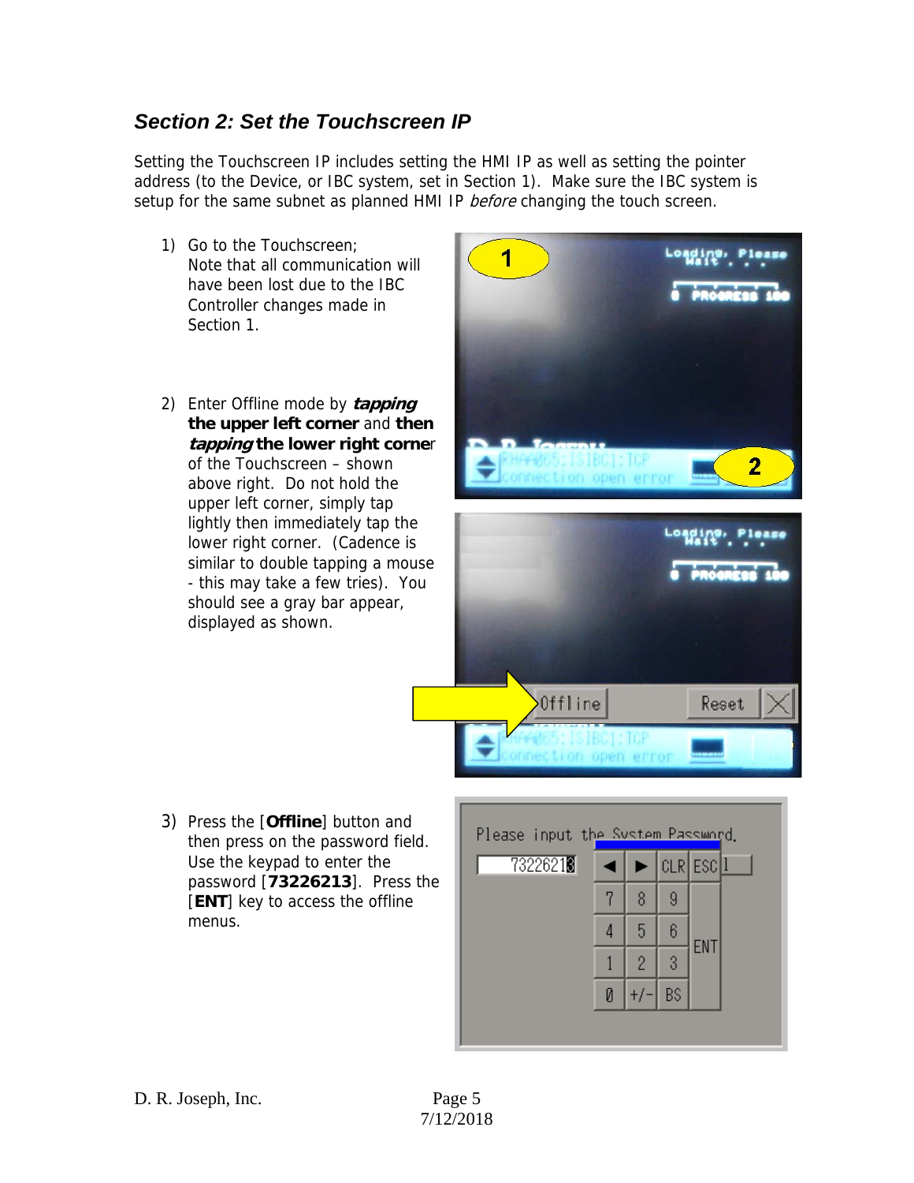## *Section 2: Set the Touchscreen IP*

Setting the Touchscreen IP includes setting the HMI IP as well as setting the pointer address (to the Device, or IBC system, set in Section 1). Make sure the IBC system is setup for the same subnet as planned HMI IP *before* changing the touch screen.

1) Go to the Touchscreen; Note that all communication will have been lost due to the IBC Controller changes made in Section 1.

2) Enter Offline mode by ***tapping* the upper left corner** and **then *tapping* the lower right corner** of the Touchscreen – shown above right. Do not hold the upper left corner, simply tap lightly then immediately tap the lower right corner. (Cadence is similar to double tapping a mouse - this may take a few tries). You should see a gray bar appear, displayed as shown.

3) Press the [**Offline**] button and then press on the password field. Use the keypad to enter the password [**73226213**]. Press the [**ENT**] key to access the offline menus.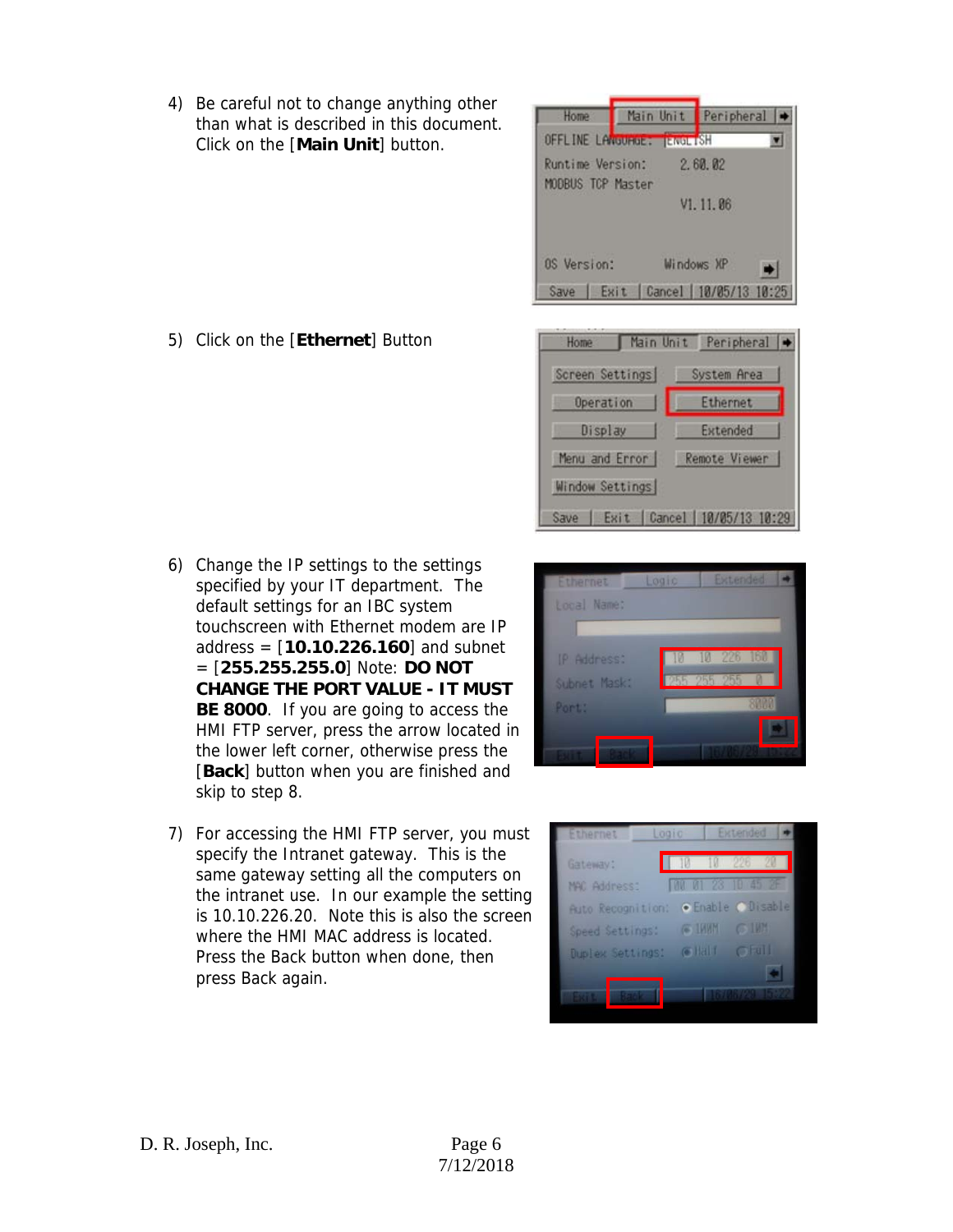4) Be careful not to change anything other than what is described in this document. Click on the [**Main Unit**] button.

5) Click on the [**Ethernet**] Button

6) Change the IP settings to the settings specified by your IT department. The default settings for an IBC system touchscreen with Ethernet modem are IP address = [**10.10.226.160**] and subnet = [**255.255.255.0**] Note: **DO NOT CHANGE THE PORT VALUE - IT MUST BE 8000**. If you are going to access the HMI FTP server, press the arrow located in the lower left corner, otherwise press the [**Back**] button when you are finished and skip to step 8.

7) For accessing the HMI FTP server, you must specify the Intranet gateway. This is the same gateway setting all the computers on the intranet use. In our example the setting is 10.10.226.20. Note this is also the screen where the HMI MAC address is located. Press the Back button when done, then press Back again.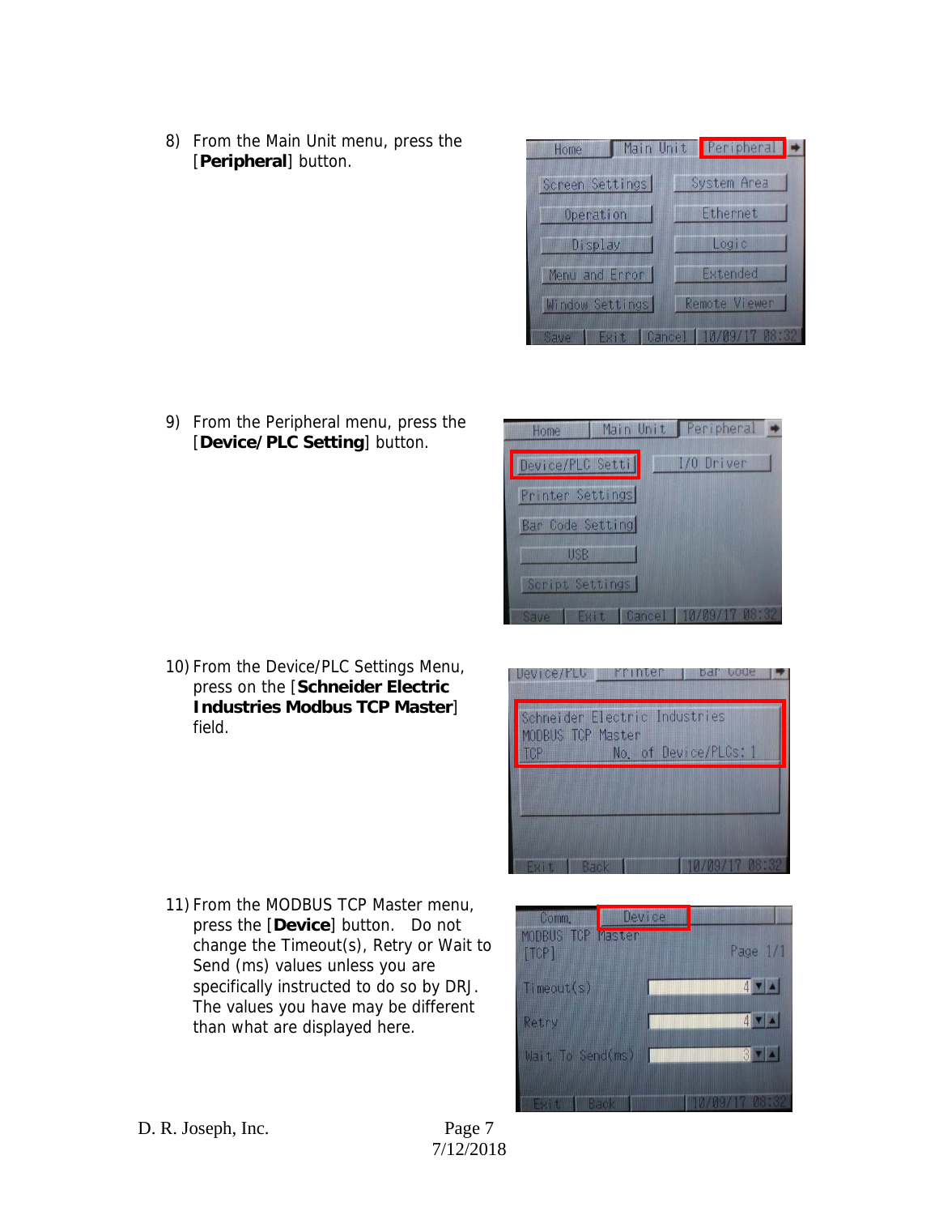8) From the Main Unit menu, press the [**Peripheral**] button.

9) From the Peripheral menu, press the [**Device/PLC Setting**] button.

10) From the Device/PLC Settings Menu, press on the [**Schneider Electric Industries Modbus TCP Master**] field.

11) From the MODBUS TCP Master menu, press the [**Device**] button. Do not change the Timeout(s), Retry or Wait to Send (ms) values unless you are specifically instructed to do so by DRJ. The values you have may be different than what are displayed here.

D. R. Joseph, Inc.

7/12/2018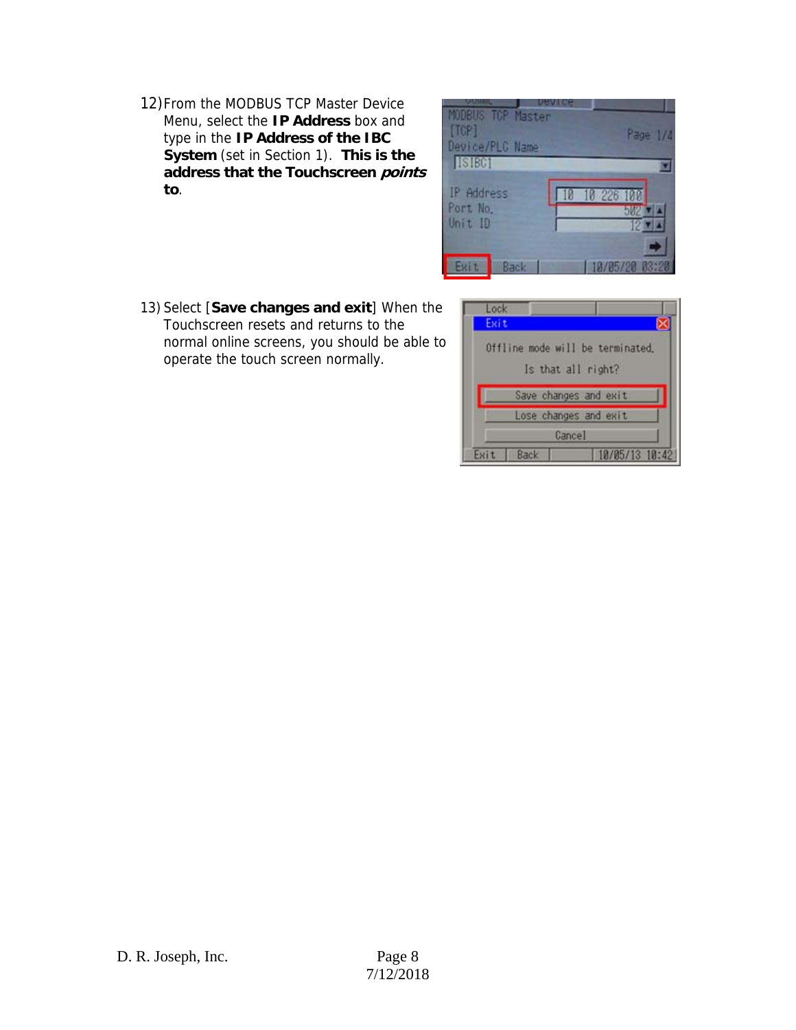12) From the MODBUS TCP Master Device Menu, select the **IP Address** box and type in the **IP Address of the IBC System** (set in Section 1). **This is the address that the Touchscreen *points* to**.

13) Select [**Save changes and exit**] When the Touchscreen resets and returns to the normal online screens, you should be able to operate the touch screen normally.